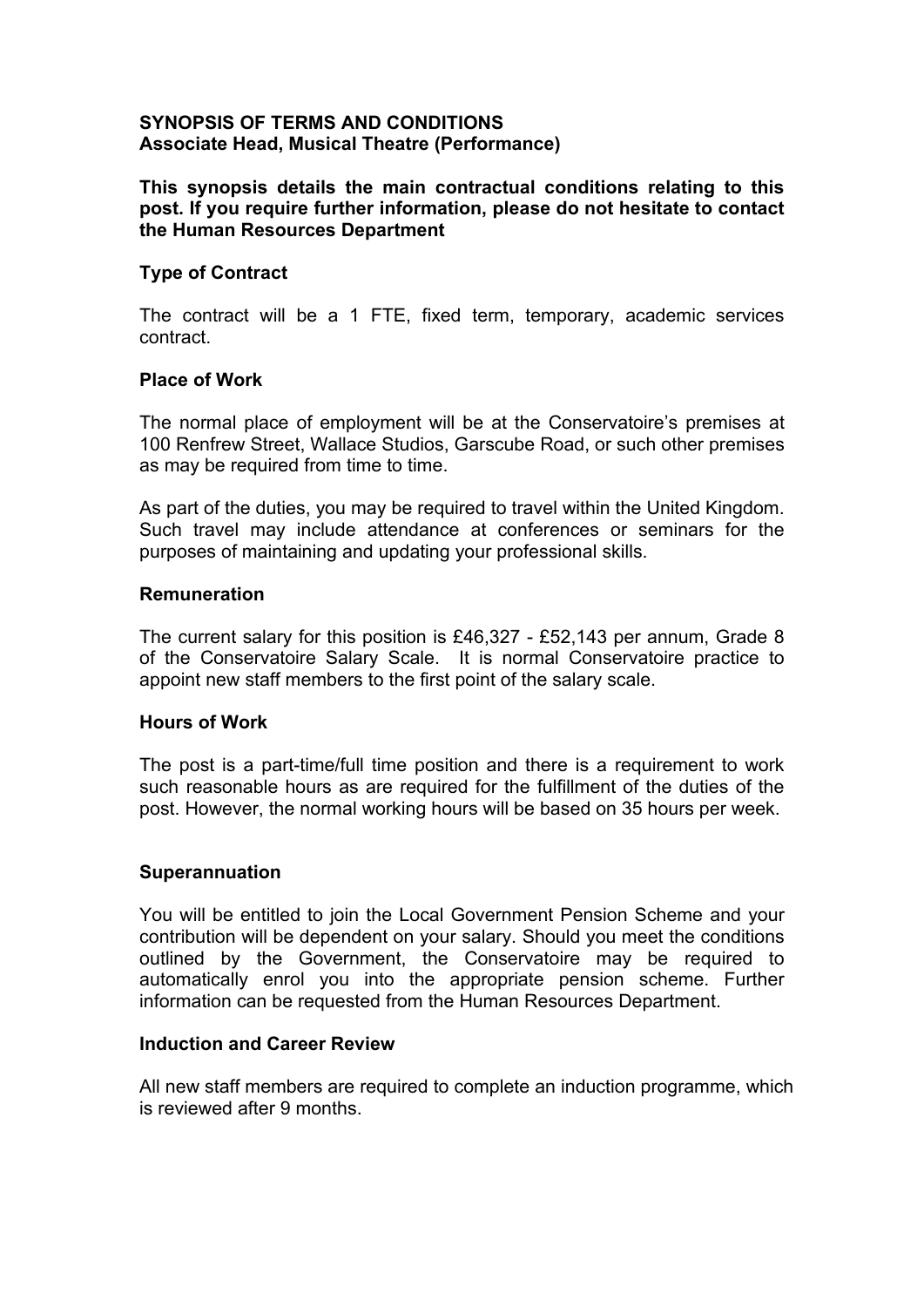**SYNOPSIS OF TERMS AND CONDITIONS**
**Associate Head, Musical Theatre (Performance)**

**This synopsis details the main contractual conditions relating to this post. If you require further information, please do not hesitate to contact the Human Resources Department**

**Type of Contract**

The contract will be a 1 FTE, fixed term, temporary, academic services contract.

**Place of Work**

The normal place of employment will be at the Conservatoire's premises at 100 Renfrew Street, Wallace Studios, Garscube Road, or such other premises as may be required from time to time.

As part of the duties, you may be required to travel within the United Kingdom. Such travel may include attendance at conferences or seminars for the purposes of maintaining and updating your professional skills.

**Remuneration**

The current salary for this position is £46,327 - £52,143 per annum, Grade 8 of the Conservatoire Salary Scale. It is normal Conservatoire practice to appoint new staff members to the first point of the salary scale.

**Hours of Work**

The post is a part-time/full time position and there is a requirement to work such reasonable hours as are required for the fulfillment of the duties of the post. However, the normal working hours will be based on 35 hours per week.

**Superannuation**

You will be entitled to join the Local Government Pension Scheme and your contribution will be dependent on your salary. Should you meet the conditions outlined by the Government, the Conservatoire may be required to automatically enrol you into the appropriate pension scheme. Further information can be requested from the Human Resources Department.

**Induction and Career Review**

All new staff members are required to complete an induction programme, which is reviewed after 9 months.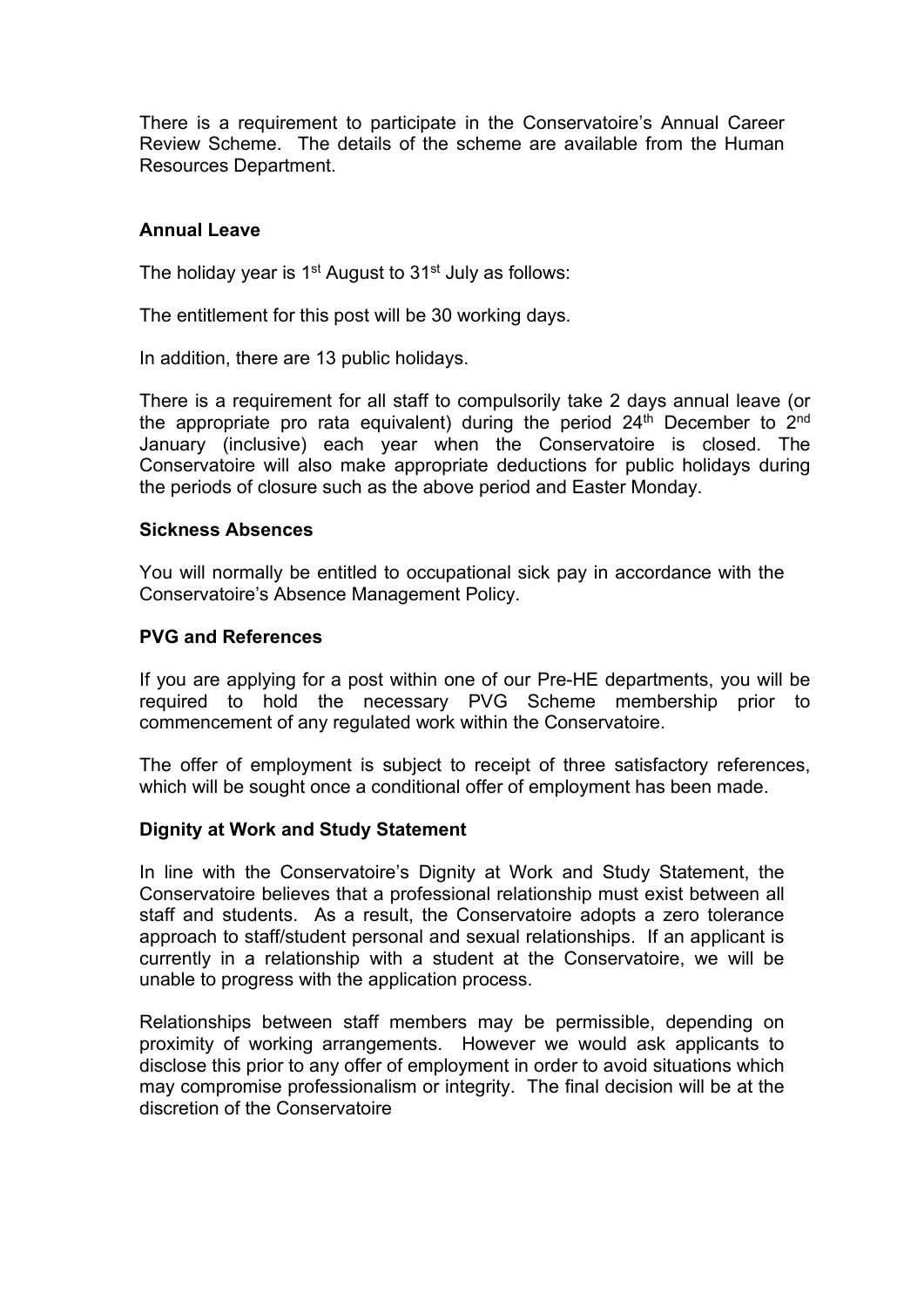There is a requirement to participate in the Conservatoire's Annual Career Review Scheme. The details of the scheme are available from the Human Resources Department.

**Annual Leave**

The holiday year is 1st August to 31st July as follows:

The entitlement for this post will be 30 working days.

In addition, there are 13 public holidays.

There is a requirement for all staff to compulsorily take 2 days annual leave (or the appropriate pro rata equivalent) during the period 24th December to 2nd January (inclusive) each year when the Conservatoire is closed. The Conservatoire will also make appropriate deductions for public holidays during the periods of closure such as the above period and Easter Monday.

**Sickness Absences**

You will normally be entitled to occupational sick pay in accordance with the Conservatoire's Absence Management Policy.

**PVG and References**

If you are applying for a post within one of our Pre-HE departments, you will be required to hold the necessary PVG Scheme membership prior to commencement of any regulated work within the Conservatoire.

The offer of employment is subject to receipt of three satisfactory references, which will be sought once a conditional offer of employment has been made.

**Dignity at Work and Study Statement**

In line with the Conservatoire's Dignity at Work and Study Statement, the Conservatoire believes that a professional relationship must exist between all staff and students. As a result, the Conservatoire adopts a zero tolerance approach to staff/student personal and sexual relationships. If an applicant is currently in a relationship with a student at the Conservatoire, we will be unable to progress with the application process.

Relationships between staff members may be permissible, depending on proximity of working arrangements. However we would ask applicants to disclose this prior to any offer of employment in order to avoid situations which may compromise professionalism or integrity. The final decision will be at the discretion of the Conservatoire